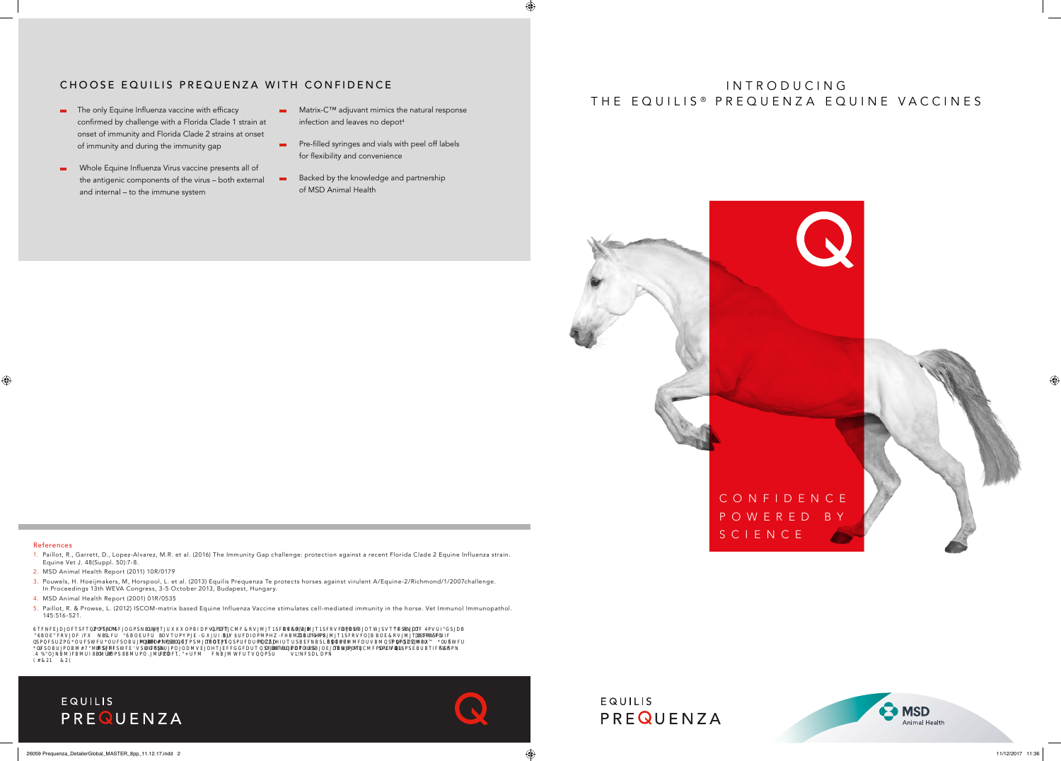## CHOOSE EQUILIS PREQUENZA WITH CONFIDENCE

- The only Equine Influenza vaccine with efficacy confirmed by challenge with a Florida Clade 1 strain at onset of immunity and Florida Clade 2 strains at onset of immunity and during the immunity gap
- Whole Equine Influenza Virus vaccine presents all of the antigenic components of the virus – both external and internal – to the immune system
- Matrix-C™ adjuvant mimics the natural response infection and leaves no depot[4]
- Pre-filled syringes and vials with peel off labels for flexibility and convenience
- Backed by the knowledge and partnership of MSD Animal Health

### References

1. Paillot, R., Garrett, D., Lopez-Alvarez, M.R. et al. (2016) The Immunity Gap challenge: protection against a recent Florida Clade 2 Equine Influenza strain. Equine Vet J. 48(Suppl. 50):7-8.
2. MSD Animal Health Report (2011) 10R/0179
3. Pouwels, H. Hoeijmakers, M, Horspool, L. et al. (2013) Equilis Prequenza Te protects horses against virulent A/Equine-2/Richmond/1/2007challenge. In Proceedings 13th WEVA Congress, 3-5 October 2013, Budapest, Hungary.
4. MSD Animal Health Report (2001) 01R/0535
5. Paillot, R. & Prowse, L. (2012) ISCOM-matrix based Equine Influenza Vaccine stimulates cell-mediated immunity in the horse. Vet Immunol Immunopathol. 145:516-521.

EQUILIS PREQUENZA

# INTRODUCING THE EQUILIS® PREQUENZA EQUINE VACCINES

CONFIDENCE POWERED BY SCIENCE

EQUILIS PREQUENZA

MSD Animal Health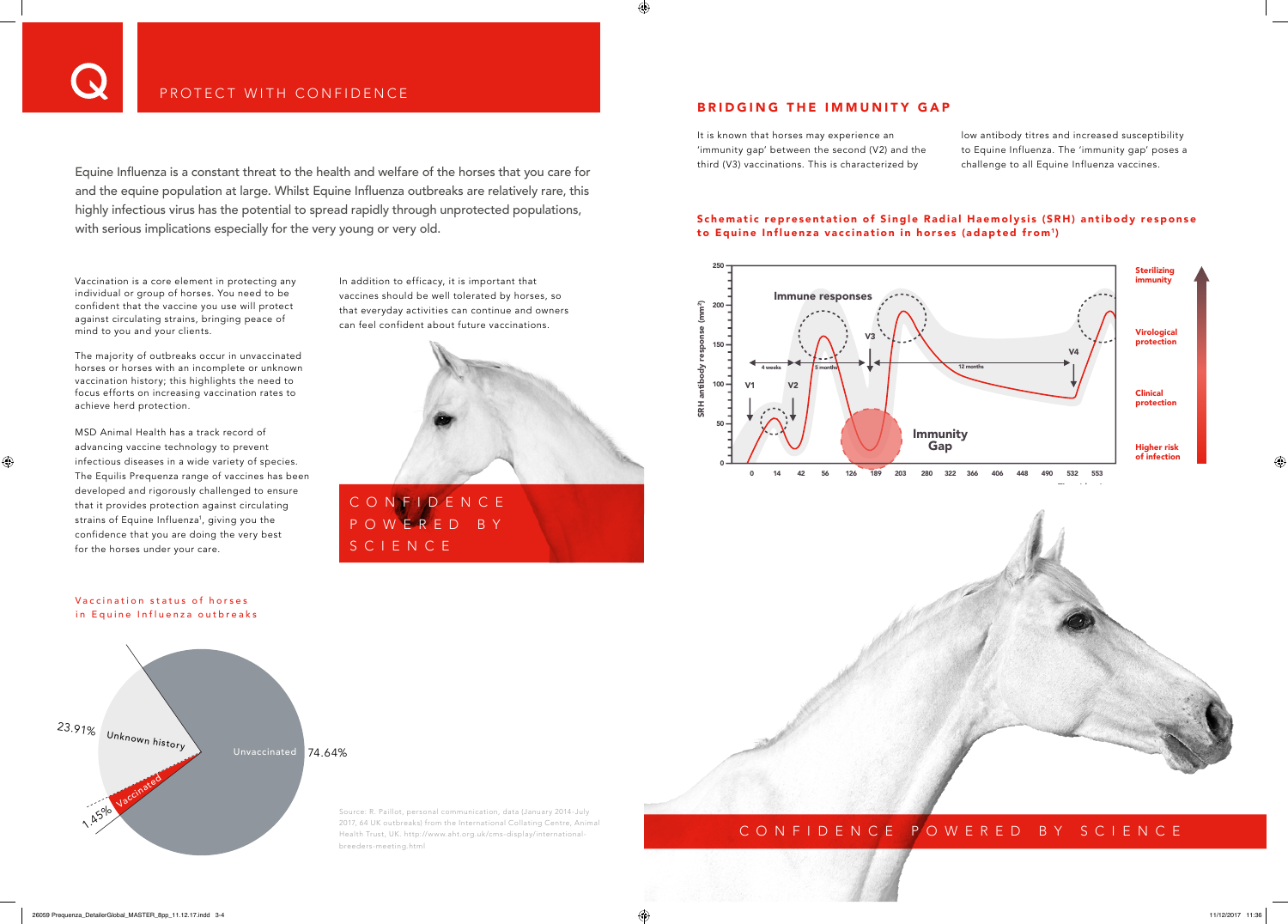# PROTECT WITH CONFIDENCE

Equine Influenza is a constant threat to the health and welfare of the horses that you care for and the equine population at large. Whilst Equine Influenza outbreaks are relatively rare, this highly infectious virus has the potential to spread rapidly through unprotected populations, with serious implications especially for the very young or very old.

Vaccination is a core element in protecting any individual or group of horses. You need to be confident that the vaccine you use will protect against circulating strains, bringing peace of mind to you and your clients.

The majority of outbreaks occur in unvaccinated horses or horses with an incomplete or unknown vaccination history; this highlights the need to focus efforts on increasing vaccination rates to achieve herd protection.

MSD Animal Health has a track record of advancing vaccine technology to prevent infectious diseases in a wide variety of species. The Equilis Prequenza range of vaccines has been developed and rigorously challenged to ensure that it provides protection against circulating strains of Equine Influenza[1], giving you the confidence that you are doing the very best for the horses under your care.

In addition to efficacy, it is important that vaccines should be well tolerated by horses, so that everyday activities can continue and owners can feel confident about future vaccinations.

CONFIDENCE POWERED BY SCIENCE

Vaccination status of horses in Equine Influenza outbreaks

- Unvaccinated 74.64%
- Unknown history 23.91%
- Vaccinated 1.45%

Source: R. Paillot, personal communication, data (January 2014-July 2017, 64 UK outbreaks) from the International Collating Centre, Animal Health Trust, UK. http://www.aht.org.uk/cms-display/international-breeders-meeting.html

## BRIDGING THE IMMUNITY GAP

It is known that horses may experience an 'immunity gap' between the second (V2) and the third (V3) vaccinations. This is characterized by low antibody titres and increased susceptibility to Equine Influenza. The 'immunity gap' poses a challenge to all Equine Influenza vaccines.

Schematic representation of Single Radial Haemolysis (SRH) antibody response to Equine Influenza vaccination in horses (adapted from[1])

CONFIDENCE POWERED BY SCIENCE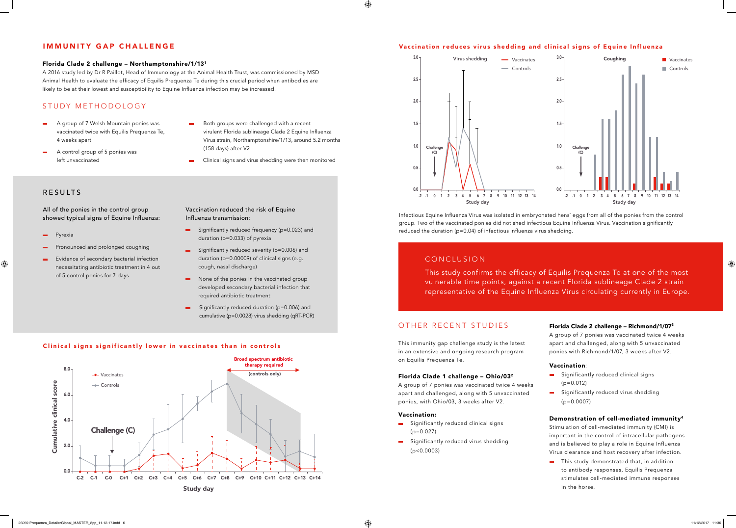## IMMUNITY GAP CHALLENGE

### Florida Clade 2 challenge – Northamptonshire/1/13[1]

A 2016 study led by Dr R Paillot, Head of Immunology at the Animal Health Trust, was commissioned by MSD Animal Health to evaluate the efficacy of Equilis Prequenza Te during this crucial period when antibodies are likely to be at their lowest and susceptibility to Equine Influenza infection may be increased.

## STUDY METHODOLOGY

- A group of 7 Welsh Mountain ponies was vaccinated twice with Equilis Prequenza Te, 4 weeks apart
- A control group of 5 ponies was left unvaccinated
- Both groups were challenged with a recent virulent Florida sublineage Clade 2 Equine Influenza Virus strain, Northamptonshire/1/13, around 5.2 months (158 days) after V2
- Clinical signs and virus shedding were then monitored

## RESULTS

All of the ponies in the control group showed typical signs of Equine Influenza:

- Pyrexia
- Pronounced and prolonged coughing
- Evidence of secondary bacterial infection necessitating antibiotic treatment in 4 out of 5 control ponies for 7 days

Vaccination reduced the risk of Equine Influenza transmission:

- Significantly reduced frequency ($p=0.023$) and duration ($p=0.033$) of pyrexia
- Significantly reduced severity ($p=0.006$) and duration ($p=0.00009$) of clinical signs (e.g. cough, nasal discharge)
- None of the ponies in the vaccinated group developed secondary bacterial infection that required antibiotic treatment
- Significantly reduced duration ($p=0.006$) and cumulative ($p=0.0028$) virus shedding (qRT-PCR)

### Clinical signs significantly lower in vaccinates than in controls

### Vaccination reduces virus shedding and clinical signs of Equine Influenza

Infectious Equine Influenza Virus was isolated in embryonated hens' eggs from all of the ponies from the control group. Two of the vaccinated ponies did not shed infectious Equine Influenza Virus. Vaccination significantly reduced the duration ($p=0.04$) of infectious influenza virus shedding.

## CONCLUSION

This study confirms the efficacy of Equilis Prequenza Te at one of the most vulnerable time points, against a recent Florida sublineage Clade 2 strain representative of the Equine Influenza Virus circulating currently in Europe.

## OTHER RECENT STUDIES

This immunity gap challenge study is the latest in an extensive and ongoing research program on Equilis Prequenza Te.

### Florida Clade 1 challenge – Ohio/03[2]

A group of 7 ponies was vaccinated twice 4 weeks apart and challenged, along with 5 unvaccinated ponies, with Ohio/03, 3 weeks after V2.

#### Vaccination:

- Significantly reduced clinical signs ($p=0.027$)
- Significantly reduced virus shedding ($p<0.0003$)

### Florida Clade 2 challenge – Richmond/1/07[3]

A group of 7 ponies was vaccinated twice 4 weeks apart and challenged, along with 5 unvaccinated ponies with Richmond/1/07, 3 weeks after V2.

#### Vaccination:

- Significantly reduced clinical signs ($p=0.012$)
- Significantly reduced virus shedding ($p=0.0007$)

### Demonstration of cell-mediated immunity[4]

Stimulation of cell-mediated immunity (CMI) is important in the control of intracellular pathogens and is believed to play a role in Equine Influenza Virus clearance and host recovery after infection.

- This study demonstrated that, in addition to antibody responses, Equilis Prequenza stimulates cell-mediated immune responses in the horse.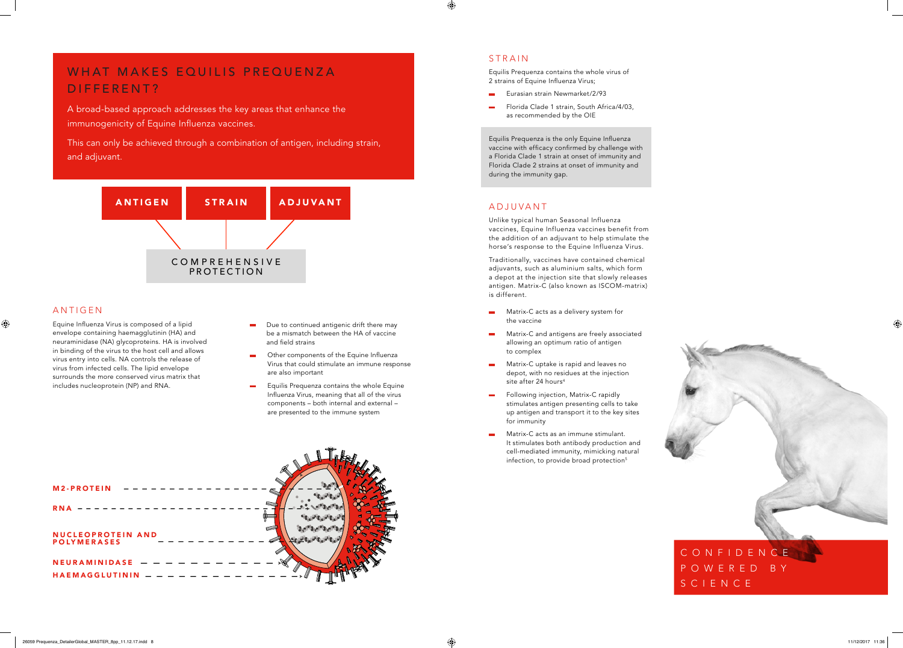# WHAT MAKES EQUILIS PREQUENZA DIFFERENT?

A broad-based approach addresses the key areas that enhance the immunogenicity of Equine Influenza vaccines.

This can only be achieved through a combination of antigen, including strain, and adjuvant.

ANTIGEN

STRAIN

ADJUVANT

COMPREHENSIVE PROTECTION

## ANTIGEN

Equine Influenza Virus is composed of a lipid envelope containing haemagglutinin (HA) and neuraminidase (NA) glycoproteins. HA is involved in binding of the virus to the host cell and allows virus entry into cells. NA controls the release of virus from infected cells. The lipid envelope surrounds the more conserved virus matrix that includes nucleoprotein (NP) and RNA.

- Due to continued antigenic drift there may be a mismatch between the HA of vaccine and field strains
- Other components of the Equine Influenza Virus that could stimulate an immune response are also important
- Equilis Prequenza contains the whole Equine Influenza Virus, meaning that all of the virus components – both internal and external – are presented to the immune system

M2-PROTEIN

RNA

NUCLEOPROTEIN AND POLYMERASES

NEURAMINIDASE

HAEMAGGLUTININ

## STRAIN

Equilis Prequenza contains the whole virus of 2 strains of Equine Influenza Virus;

- Eurasian strain Newmarket/2/93
- Florida Clade 1 strain, South Africa/4/03, as recommended by the OIE

Equilis Prequenza is the only Equine Influenza vaccine with efficacy confirmed by challenge with a Florida Clade 1 strain at onset of immunity and Florida Clade 2 strains at onset of immunity and during the immunity gap.

## ADJUVANT

Unlike typical human Seasonal Influenza vaccines, Equine Influenza vaccines benefit from the addition of an adjuvant to help stimulate the horse's response to the Equine Influenza Virus.

Traditionally, vaccines have contained chemical adjuvants, such as aluminium salts, which form a depot at the injection site that slowly releases antigen. Matrix-C (also known as ISCOM-matrix) is different.

- Matrix-C acts as a delivery system for the vaccine
- Matrix-C and antigens are freely associated allowing an optimum ratio of antigen to complex
- Matrix-C uptake is rapid and leaves no depot, with no residues at the injection site after 24 hours[4]
- Following injection, Matrix-C rapidly stimulates antigen presenting cells to take up antigen and transport it to the key sites for immunity
- Matrix-C acts as an immune stimulant. It stimulates both antibody production and cell-mediated immunity, mimicking natural infection, to provide broad protection[5]

CONFIDENCE POWERED BY SCIENCE